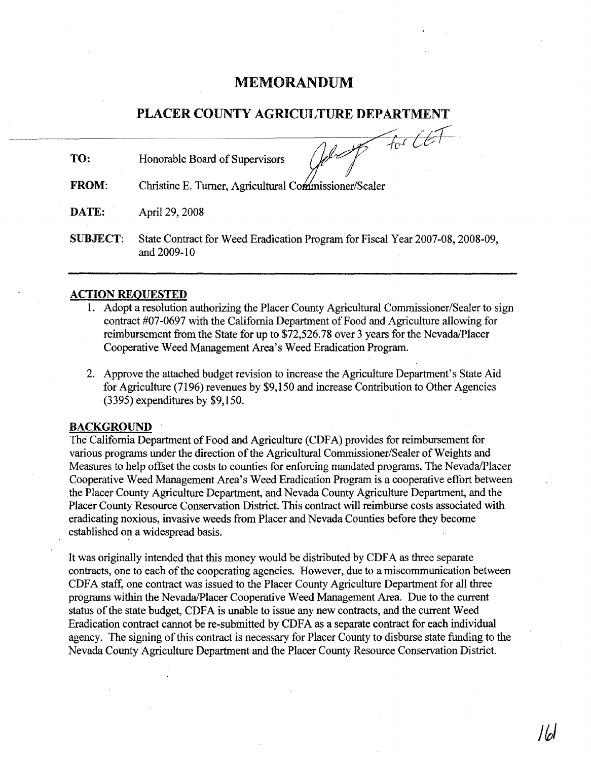# MEMORANDUM

## PLACER COUNTY AGRICULTURE DEPARTMENT

**TO:** Honorable Board of Supervisors

**FROM:** Christine E. Turner, Agricultural Commissioner/Sealer

**DATE:** April 29, 2008

**SUBJECT:** State Contract for Weed Eradication Program for Fiscal Year 2007-08, 2008-09, and 2009-10

---

### ACTION REQUESTED

1. Adopt a resolution authorizing the Placer County Agricultural Commissioner/Sealer to sign contract #07-0697 with the California Department of Food and Agriculture allowing for reimbursement from the State for up to $72,526.78 over 3 years for the Nevada/Placer Cooperative Weed Management Area's Weed Eradication Program.

2. Approve the attached budget revision to increase the Agriculture Department's State Aid for Agriculture (7196) revenues by $9,150 and increase Contribution to Other Agencies (3395) expenditures by $9,150.

### BACKGROUND

The California Department of Food and Agriculture (CDFA) provides for reimbursement for various programs under the direction of the Agricultural Commissioner/Sealer of Weights and Measures to help offset the costs to counties for enforcing mandated programs. The Nevada/Placer Cooperative Weed Management Area's Weed Eradication Program is a cooperative effort between the Placer County Agriculture Department, and Nevada County Agriculture Department, and the Placer County Resource Conservation District. This contract will reimburse costs associated with eradicating noxious, invasive weeds from Placer and Nevada Counties before they become established on a widespread basis.

It was originally intended that this money would be distributed by CDFA as three separate contracts, one to each of the cooperating agencies. However, due to a miscommunication between CDFA staff, one contract was issued to the Placer County Agriculture Department for all three programs within the Nevada/Placer Cooperative Weed Management Area. Due to the current status of the state budget, CDFA is unable to issue any new contracts, and the current Weed Eradication contract cannot be re-submitted by CDFA as a separate contract for each individual agency. The signing of this contract is necessary for Placer County to disburse state funding to the Nevada County Agriculture Department and the Placer County Resource Conservation District.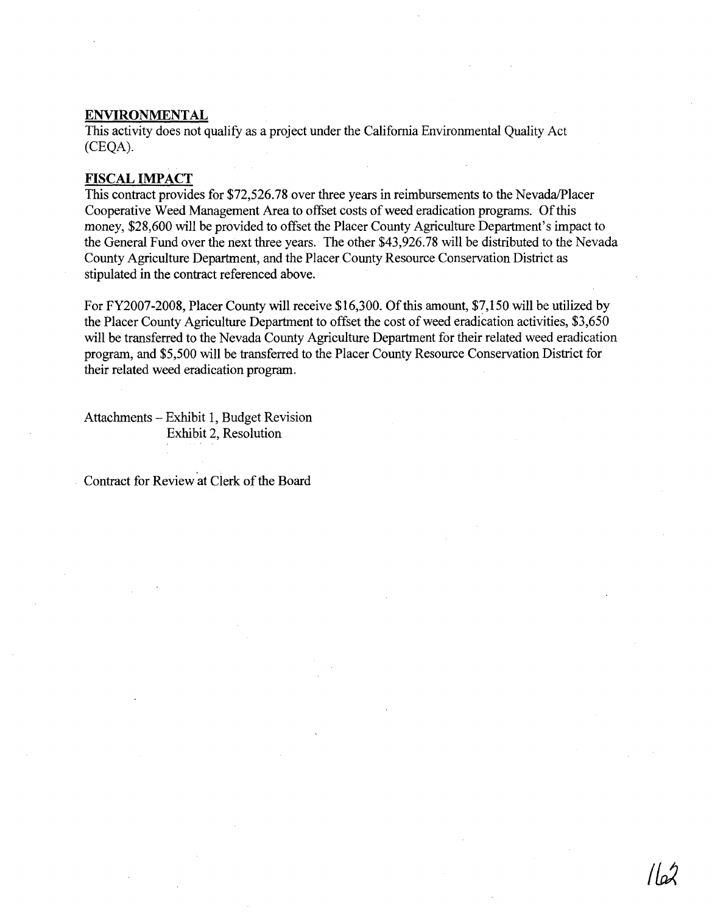## ENVIRONMENTAL

This activity does not qualify as a project under the California Environmental Quality Act (CEQA).

## FISCAL IMPACT

This contract provides for $72,526.78 over three years in reimbursements to the Nevada/Placer Cooperative Weed Management Area to offset costs of weed eradication programs. Of this money, $28,600 will be provided to offset the Placer County Agriculture Department's impact to the General Fund over the next three years. The other $43,926.78 will be distributed to the Nevada County Agriculture Department, and the Placer County Resource Conservation District as stipulated in the contract referenced above.

For FY2007-2008, Placer County will receive $16,300. Of this amount, $7,150 will be utilized by the Placer County Agriculture Department to offset the cost of weed eradication activities, $3,650 will be transferred to the Nevada County Agriculture Department for their related weed eradication program, and $5,500 will be transferred to the Placer County Resource Conservation District for their related weed eradication program.

Attachments – Exhibit 1, Budget Revision
Exhibit 2, Resolution

Contract for Review at Clerk of the Board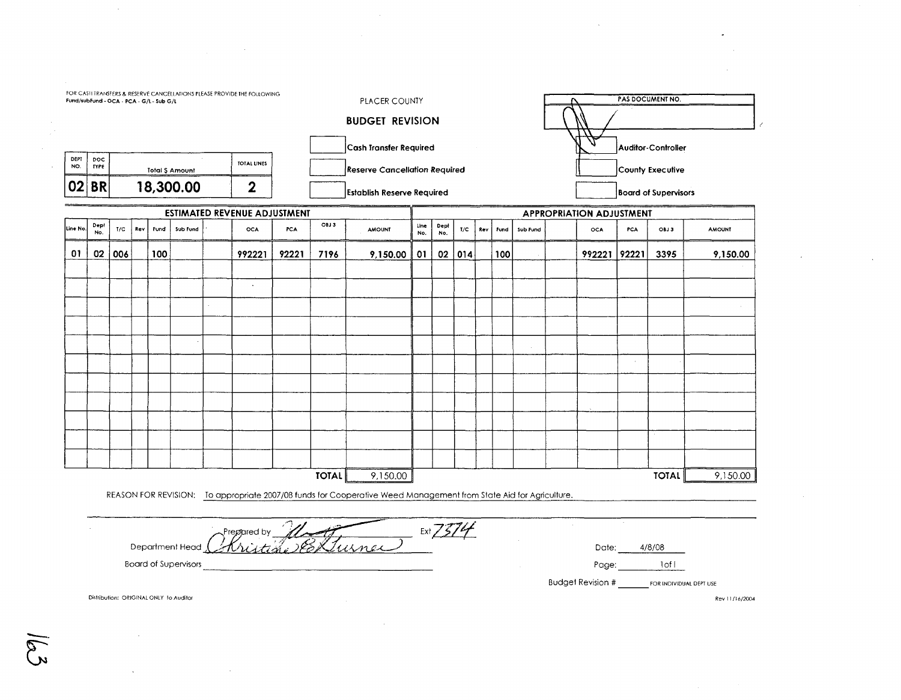FOR CASH TRANSFERS & RESERVE CANCELLATIONS PLEASE PROVIDE THE FOLLOWING
Fund/subFund - OCA - PCA - G/L - Sub G/L

PLACER COUNTY

## BUDGET REVISION

| PAS DOCUMENT NO. |
|---|
| |

- [ ] Cash Transfer Required
- [ ] Reserve Cancellation Required
- [ ] Establish Reserve Required

- [ ] Auditor-Controller
- [ ] County Executive
- [ ] Board of Supervisors

| DEPT NO. | DOC TYPE | Total $ Amount | TOTAL LINES |
|---|---|---|---|
| 02 | BR | 18,300.00 | 2 |

### ESTIMATED REVENUE ADJUSTMENT

| Line No. | Dept No. | T/C | Rev | Fund | Sub Fund | | OCA | PCA | OBJ 3 | AMOUNT |
|---|---|---|---|---|---|---|---|---|---|---|
| 01 | 02 | 006 | | 100 | | | 992221 | 92221 | 7196 | 9,150.00 |
| | | | | | | | | | TOTAL | 9,150.00 |

### APPROPRIATION ADJUSTMENT

| Line No. | Dept No. | T/C | Rev | Fund | Sub Fund | | OCA | PCA | OBJ 3 | AMOUNT |
|---|---|---|---|---|---|---|---|---|---|---|
| 01 | 02 | 014 | | 100 | | | 992221 | 92221 | 3395 | 9,150.00 |
| | | | | | | | | | TOTAL | 9,150.00 |

REASON FOR REVISION: To appropriate 2007/08 funds for Cooperative Weed Management from State Aid for Agriculture.

Prepared by [signature] Ext 7374

Department Head Christine E. Turner

Board of Supervisors ______________________

Date: 4/8/08

Page: 1of1

Budget Revision # ______ FOR INDIVIDUAL DEPT USE

Distribution: ORIGINAL ONLY to Auditor

Rev 11/16/2004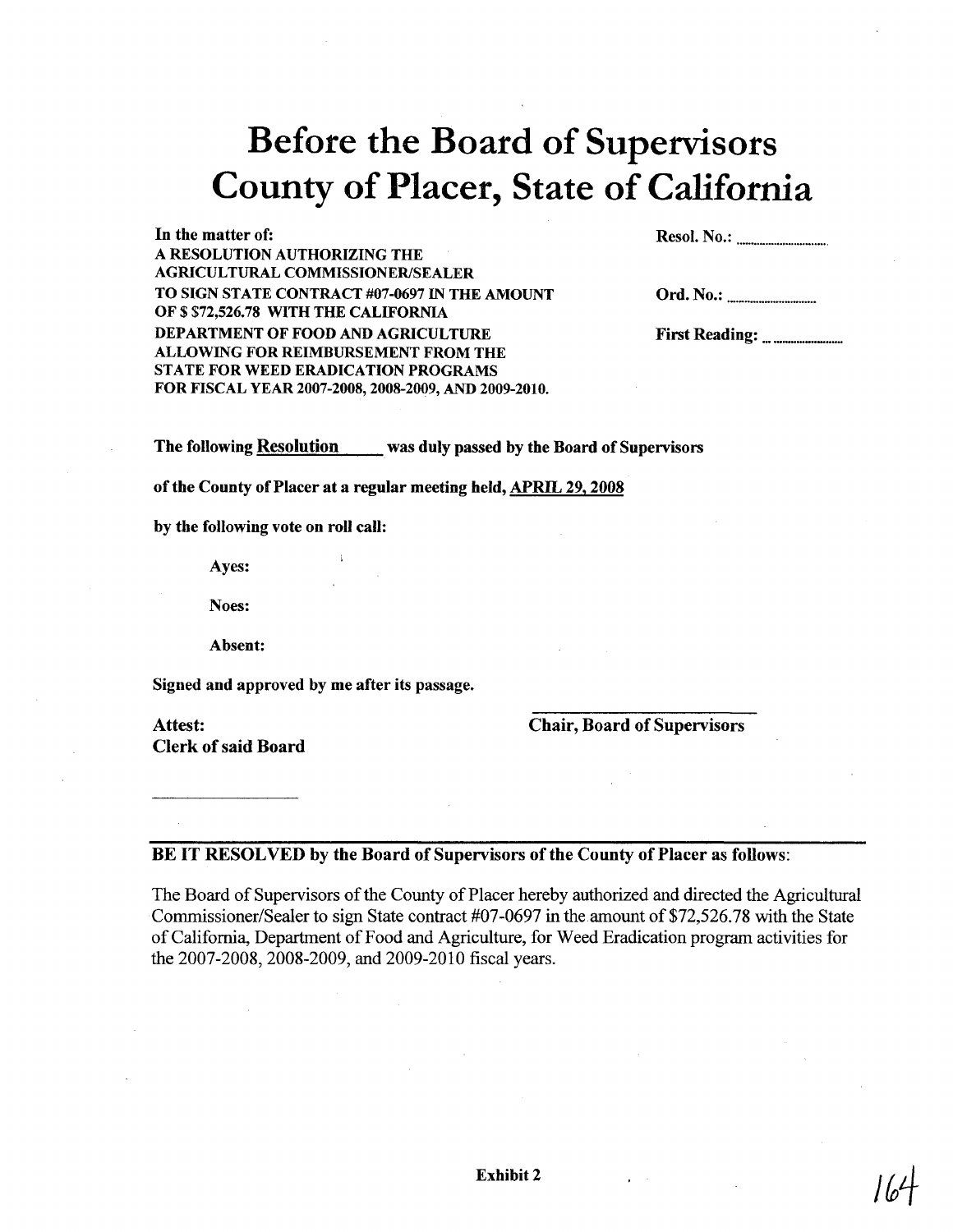# Before the Board of Supervisors
# County of Placer, State of California

**In the matter of:**
**A RESOLUTION AUTHORIZING THE AGRICULTURAL COMMISSIONER/SEALER TO SIGN STATE CONTRACT #07-0697 IN THE AMOUNT OF $ $72,526.78 WITH THE CALIFORNIA DEPARTMENT OF FOOD AND AGRICULTURE ALLOWING FOR REIMBURSEMENT FROM THE STATE FOR WEED ERADICATION PROGRAMS FOR FISCAL YEAR 2007-2008, 2008-2009, AND 2009-2010.**

**Resol. No.:** ..........................

**Ord. No.:** ..........................

**First Reading:** ..........................

**The following** Resolution **was duly passed by the Board of Supervisors of the County of Placer at a regular meeting held,** APRIL 29, 2008

**by the following vote on roll call:**

**Ayes:**

**Noes:**

**Absent:**

**Signed and approved by me after its passage.**

**Attest:**
**Clerk of said Board**

______________________

______________________
**Chair, Board of Supervisors**

**BE IT RESOLVED by the Board of Supervisors of the County of Placer as follows:**

The Board of Supervisors of the County of Placer hereby authorized and directed the Agricultural Commissioner/Sealer to sign State contract #07-0697 in the amount of $72,526.78 with the State of California, Department of Food and Agriculture, for Weed Eradication program activities for the 2007-2008, 2008-2009, and 2009-2010 fiscal years.

**Exhibit 2**